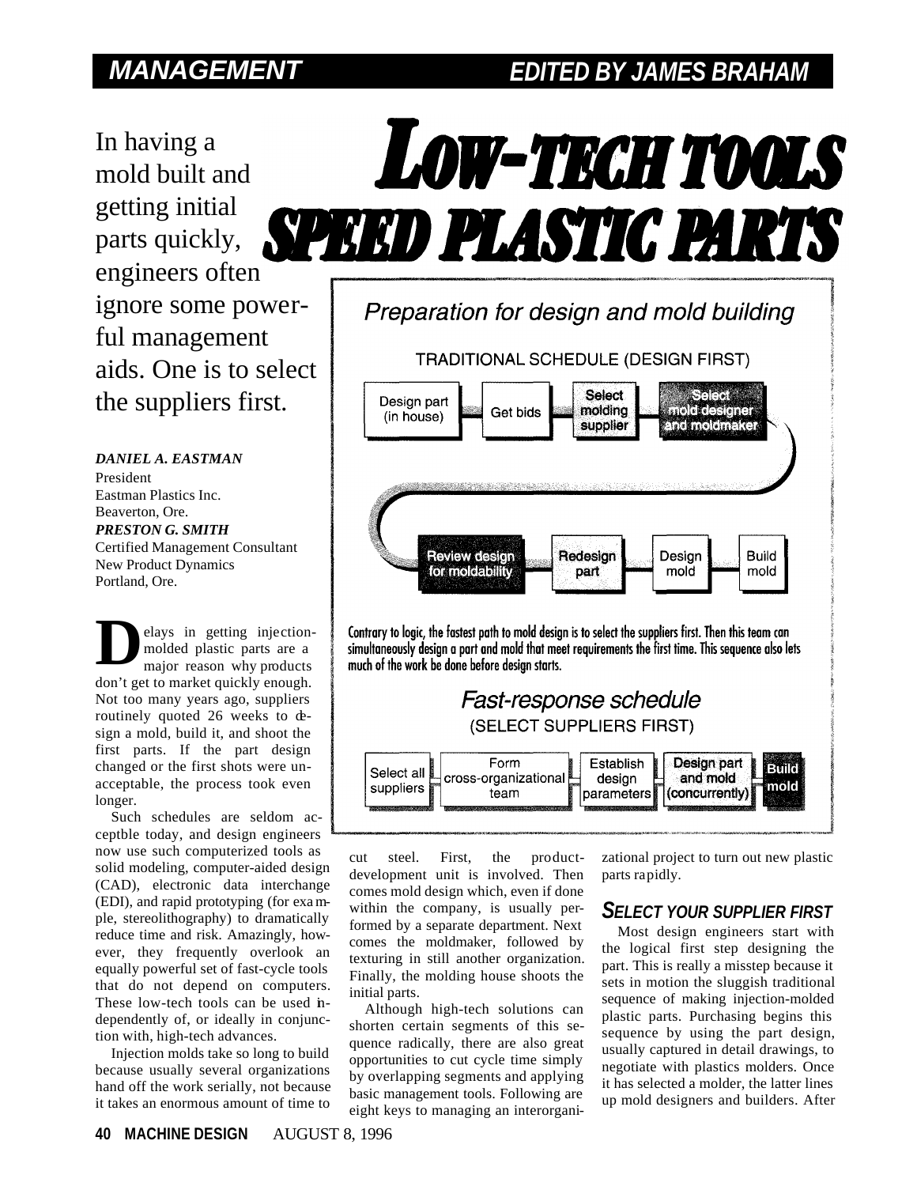# LOW-TECH TOOLS SPEED PLASTIC PARTS

In having a mold built and getting initial parts quickly, engineers often ignore some powerful management aids. One is to select the suppliers first.

***DANIEL A. EASTMAN***
President
Eastman Plastics Inc.
Beaverton, Ore.

***PRESTON G. SMITH***
Certified Management Consultant
New Product Dynamics
Portland, Ore.

**Preparation for design and mold building**

TRADITIONAL SCHEDULE (DESIGN FIRST)

Design part (in house) → Get bids → Select molding supplier → Select mold designer and moldmaker → Review design for moldability → Redesign part → Design mold → Build mold

Contrary to logic, the fastest path to mold design is to select the suppliers first. Then this team can simultaneously design a part and mold that meet requirements the first time. This sequence also lets much of the work be done before design starts.

Fast-response schedule (SELECT SUPPLIERS FIRST)

Select all suppliers → Form cross-organizational team → Establish design parameters → Design part and mold (concurrently) → Build mold

**D**elays in getting injection-molded plastic parts are a major reason why products don't get to market quickly enough. Not too many years ago, suppliers routinely quoted 26 weeks to design a mold, build it, and shoot the first parts. If the part design changed or the first shots were unacceptable, the process took even longer.

Such schedules are seldom acceptble today, and design engineers now use such computerized tools as solid modeling, computer-aided design (CAD), electronic data interchange (EDI), and rapid prototyping (for example, stereolithography) to dramatically reduce time and risk. Amazingly, however, they frequently overlook an equally powerful set of fast-cycle tools that do not depend on computers. These low-tech tools can be used independently of, or ideally in conjunction with, high-tech advances.

Injection molds take so long to build because usually several organizations hand off the work serially, not because it takes an enormous amount of time to cut steel. First, the product-development unit is involved. Then comes mold design which, even if done within the company, is usually performed by a separate department. Next comes the moldmaker, followed by texturing in still another organization. Finally, the molding house shoots the initial parts.

Although high-tech solutions can shorten certain segments of this sequence radically, there are also great opportunities to cut cycle time simply by overlapping segments and applying basic management tools. Following are eight keys to managing an interorganizational project to turn out new plastic parts rapidly.

## SELECT YOUR SUPPLIER FIRST

Most design engineers start with the logical first step designing the part. This is really a misstep because it sets in motion the sluggish traditional sequence of making injection-molded plastic parts. Purchasing begins this sequence by using the part design, usually captured in detail drawings, to negotiate with plastics molders. Once it has selected a molder, the latter lines up mold designers and builders. After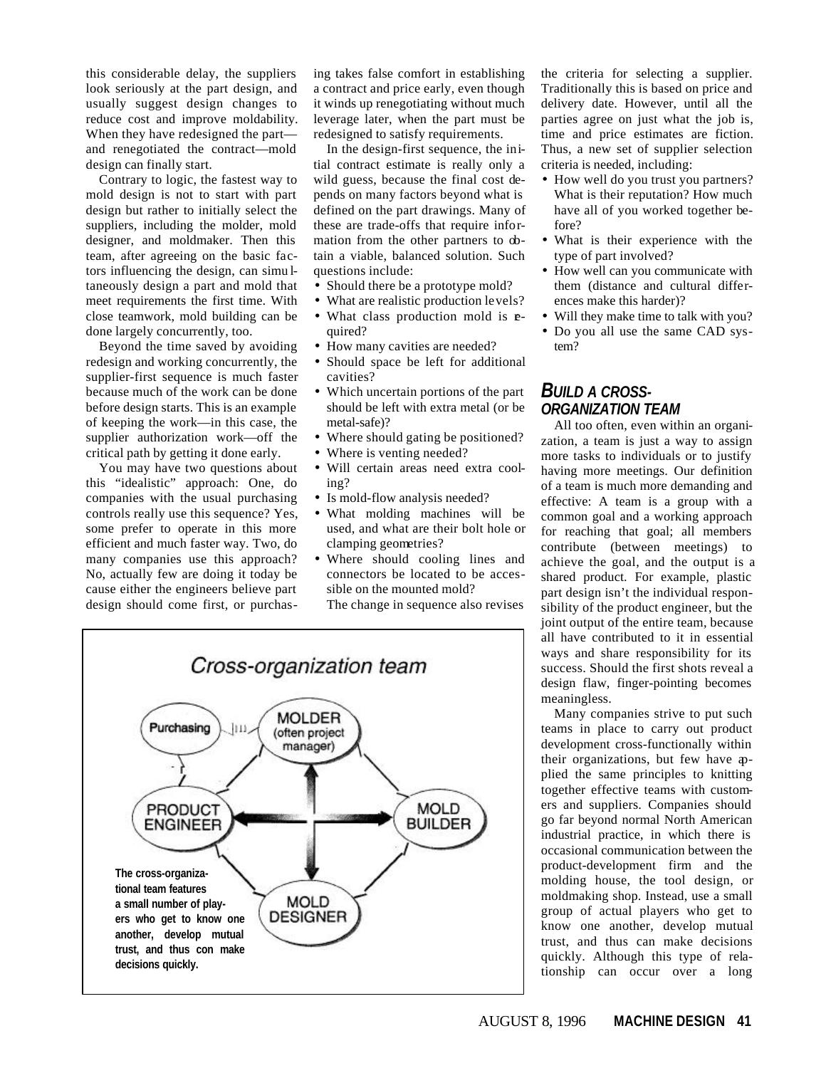this considerable delay, the suppliers look seriously at the part design, and usually suggest design changes to reduce cost and improve moldability. When they have redesigned the part—and renegotiated the contract—mold design can finally start.

Contrary to logic, the fastest way to mold design is not to start with part design but rather to initially select the suppliers, including the molder, mold designer, and moldmaker. Then this team, after agreeing on the basic factors influencing the design, can simultaneously design a part and mold that meet requirements the first time. With close teamwork, mold building can be done largely concurrently, too.

Beyond the time saved by avoiding redesign and working concurrently, the supplier-first sequence is much faster because much of the work can be done before design starts. This is an example of keeping the work—in this case, the supplier authorization work—off the critical path by getting it done early.

You may have two questions about this "idealistic" approach: One, do companies with the usual purchasing controls really use this sequence? Yes, some prefer to operate in this more efficient and much faster way. Two, do many companies use this approach? No, actually few are doing it today because either the engineers believe part design should come first, or purchasing takes false comfort in establishing a contract and price early, even though it winds up renegotiating without much leverage later, when the part must be redesigned to satisfy requirements.

In the design-first sequence, the initial contract estimate is really only a wild guess, because the final cost depends on many factors beyond what is defined on the part drawings. Many of these are trade-offs that require information from the other partners to obtain a viable, balanced solution. Such questions include:

- Should there be a prototype mold?
- What are realistic production levels?
- What class production mold is required?
- How many cavities are needed?
- Should space be left for additional cavities?
- Which uncertain portions of the part should be left with extra metal (or be metal-safe)?
- Where should gating be positioned?
- Where is venting needed?
- Will certain areas need extra cooling?
- Is mold-flow analysis needed?
- What molding machines will be used, and what are their bolt hole or clamping geometries?
- Where should cooling lines and connectors be located to be accessible on the mounted mold?

The change in sequence also revises the criteria for selecting a supplier. Traditionally this is based on price and delivery date. However, until all the parties agree on just what the job is, time and price estimates are fiction. Thus, a new set of supplier selection criteria is needed, including:

- How well do you trust you partners? What is their reputation? How much have all of you worked together before?
- What is their experience with the type of part involved?
- How well can you communicate with them (distance and cultural differences make this harder)?
- Will they make time to talk with you?
- Do you all use the same CAD system?

Cross-organization team

The cross-organizational team features a small number of players who get to know one another, develop mutual trust, and thus con make decisions quickly.

## BUILD A CROSS-ORGANIZATION TEAM

All too often, even within an organization, a team is just a way to assign more tasks to individuals or to justify having more meetings. Our definition of a team is much more demanding and effective: A team is a group with a common goal and a working approach for reaching that goal; all members contribute (between meetings) to achieve the goal, and the output is a shared product. For example, plastic part design isn't the individual responsibility of the product engineer, but the joint output of the entire team, because all have contributed to it in essential ways and share responsibility for its success. Should the first shots reveal a design flaw, finger-pointing becomes meaningless.

Many companies strive to put such teams in place to carry out product development cross-functionally within their organizations, but few have applied the same principles to knitting together effective teams with customers and suppliers. Companies should go far beyond normal North American industrial practice, in which there is occasional communication between the product-development firm and the molding house, the tool design, or moldmaking shop. Instead, use a small group of actual players who get to know one another, develop mutual trust, and thus can make decisions quickly. Although this type of relationship can occur over a long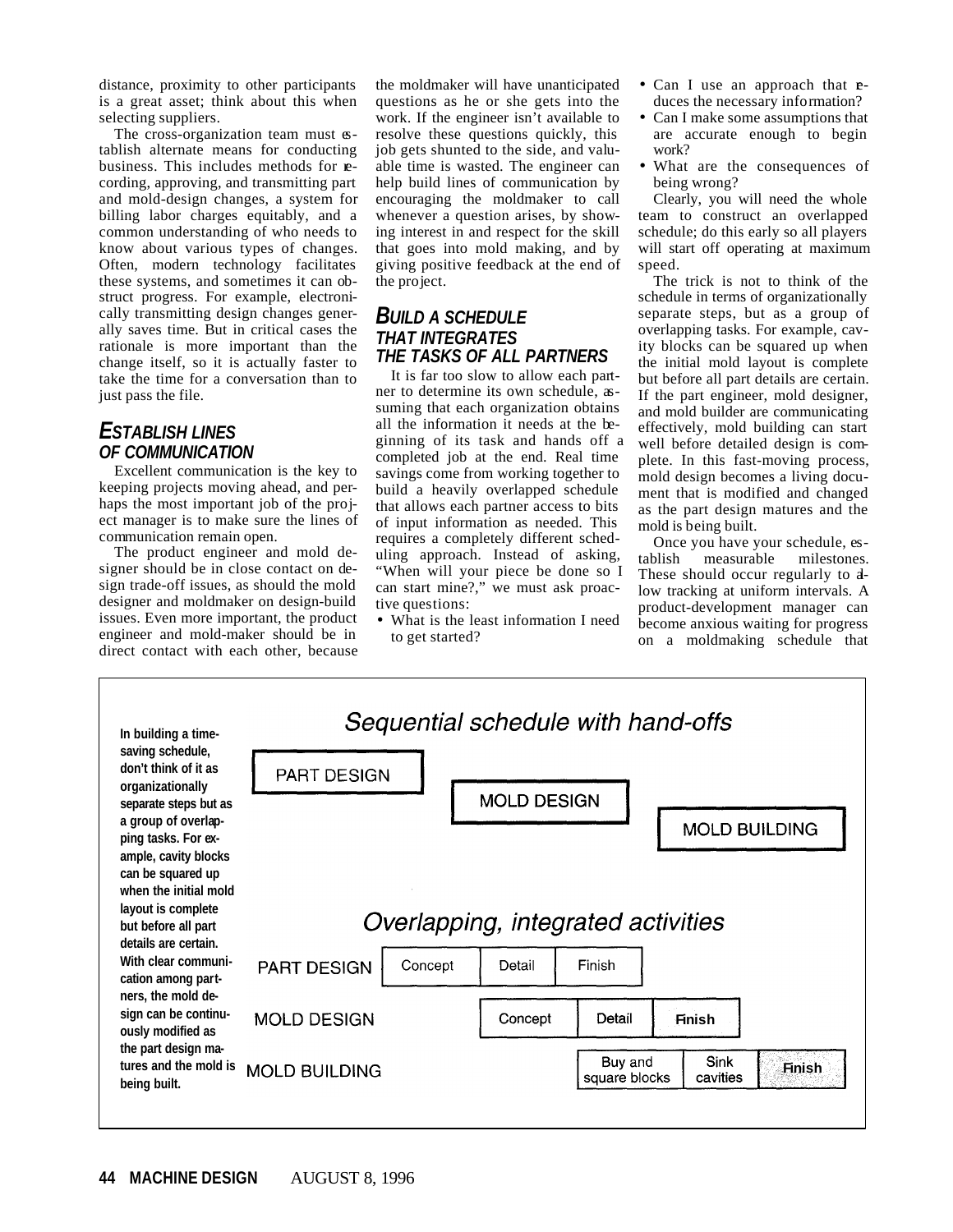distance, proximity to other participants is a great asset; think about this when selecting suppliers.

The cross-organization team must establish alternate means for conducting business. This includes methods for recording, approving, and transmitting part and mold-design changes, a system for billing labor charges equitably, and a common understanding of who needs to know about various types of changes. Often, modern technology facilitates these systems, and sometimes it can obstruct progress. For example, electronically transmitting design changes generally saves time. But in critical cases the rationale is more important than the change itself, so it is actually faster to take the time for a conversation than to just pass the file.

## *ESTABLISH LINES OF COMMUNICATION*

Excellent communication is the key to keeping projects moving ahead, and perhaps the most important job of the project manager is to make sure the lines of communication remain open.

The product engineer and mold designer should be in close contact on design trade-off issues, as should the mold designer and moldmaker on design-build issues. Even more important, the product engineer and mold-maker should be in direct contact with each other, because the moldmaker will have unanticipated questions as he or she gets into the work. If the engineer isn't available to resolve these questions quickly, this job gets shunted to the side, and valuable time is wasted. The engineer can help build lines of communication by encouraging the moldmaker to call whenever a question arises, by showing interest in and respect for the skill that goes into mold making, and by giving positive feedback at the end of the project.

## *BUILD A SCHEDULE THAT INTEGRATES THE TASKS OF ALL PARTNERS*

It is far too slow to allow each partner to determine its own schedule, assuming that each organization obtains all the information it needs at the beginning of its task and hands off a completed job at the end. Real time savings come from working together to build a heavily overlapped schedule that allows each partner access to bits of input information as needed. This requires a completely different scheduling approach. Instead of asking, "When will your piece be done so I can start mine?," we must ask proactive questions:

- What is the least information I need to get started?
- Can I use an approach that reduces the necessary information?
- Can I make some assumptions that are accurate enough to begin work?
- What are the consequences of being wrong?

Clearly, you will need the whole team to construct an overlapped schedule; do this early so all players will start off operating at maximum speed.

The trick is not to think of the schedule in terms of organizationally separate steps, but as a group of overlapping tasks. For example, cavity blocks can be squared up when the initial mold layout is complete but before all part details are certain. If the part engineer, mold designer, and mold builder are communicating effectively, mold building can start well before detailed design is complete. In this fast-moving process, mold design becomes a living document that is modified and changed as the part design matures and the mold is being built.

Once you have your schedule, establish measurable milestones. These should occur regularly to allow tracking at uniform intervals. A product-development manager can become anxious waiting for progress on a moldmaking schedule that

**Sequential schedule with hand-offs**

PART DESIGN → MOLD DESIGN → MOLD BUILDING

**Overlapping, integrated activities**

| | | | | | | |
|---|---|---|---|---|---|---|
| PART DESIGN | Concept | Detail | Finish | | | |
| MOLD DESIGN | | Concept | Detail | Finish | | |
| MOLD BUILDING | | | Buy and square blocks | Sink cavities | Finish | |

**In building a time-saving schedule, don't think of it as organizationally separate steps but as a group of overlapping tasks. For example, cavity blocks can be squared up when the initial mold layout is complete but before all part details are certain. With clear communication among partners, the mold design can be continuously modified as the part design matures and the mold is being built.**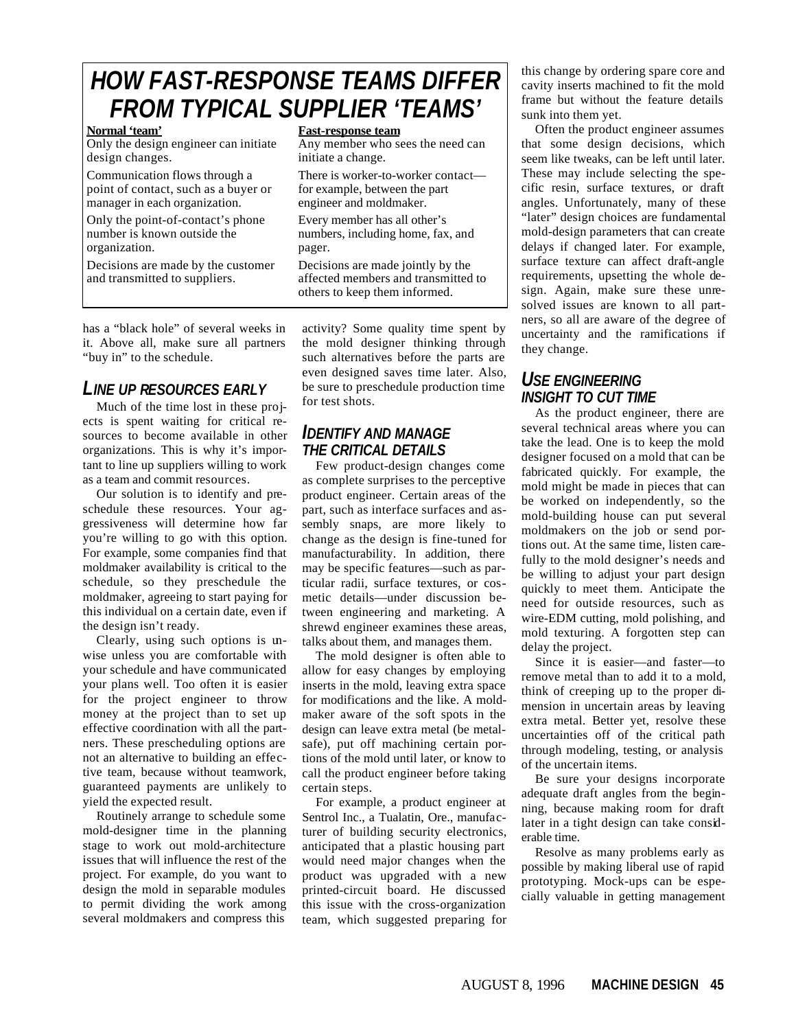## HOW FAST-RESPONSE TEAMS DIFFER FROM TYPICAL SUPPLIER 'TEAMS'

| Normal 'team' | Fast-response team |
|---|---|
| Only the design engineer can initiate design changes. | Any member who sees the need can initiate a change. |
| Communication flows through a point of contact, such as a buyer or manager in each organization. | There is worker-to-worker contact—for example, between the part engineer and moldmaker. |
| Only the point-of-contact's phone number is known outside the organization. | Every member has all other's numbers, including home, fax, and pager. |
| Decisions are made by the customer and transmitted to suppliers. | Decisions are made jointly by the affected members and transmitted to others to keep them informed. |

has a "black hole" of several weeks in it. Above all, make sure all partners "buy in" to the schedule.

### LINE UP RESOURCES EARLY

Much of the time lost in these projects is spent waiting for critical resources to become available in other organizations. This is why it's important to line up suppliers willing to work as a team and commit resources.

Our solution is to identify and preschedule these resources. Your aggressiveness will determine how far you're willing to go with this option. For example, some companies find that moldmaker availability is critical to the schedule, so they preschedule the moldmaker, agreeing to start paying for this individual on a certain date, even if the design isn't ready.

Clearly, using such options is unwise unless you are comfortable with your schedule and have communicated your plans well. Too often it is easier for the project engineer to throw money at the project than to set up effective coordination with all the partners. These prescheduling options are not an alternative to building an effective team, because without teamwork, guaranteed payments are unlikely to yield the expected result.

Routinely arrange to schedule some mold-designer time in the planning stage to work out mold-architecture issues that will influence the rest of the project. For example, do you want to design the mold in separable modules to permit dividing the work among several moldmakers and compress this activity? Some quality time spent by the mold designer thinking through such alternatives before the parts are even designed saves time later. Also, be sure to preschedule production time for test shots.

### IDENTIFY AND MANAGE THE CRITICAL DETAILS

Few product-design changes come as complete surprises to the perceptive product engineer. Certain areas of the part, such as interface surfaces and assembly snaps, are more likely to change as the design is fine-tuned for manufacturability. In addition, there may be specific features—such as particular radii, surface textures, or cosmetic details—under discussion between engineering and marketing. A shrewd engineer examines these areas, talks about them, and manages them.

The mold designer is often able to allow for easy changes by employing inserts in the mold, leaving extra space for modifications and the like. A moldmaker aware of the soft spots in the design can leave extra metal (be metal-safe), put off machining certain portions of the mold until later, or know to call the product engineer before taking certain steps.

For example, a product engineer at Sentrol Inc., a Tualatin, Ore., manufacturer of building security electronics, anticipated that a plastic housing part would need major changes when the product was upgraded with a new printed-circuit board. He discussed this issue with the cross-organization team, which suggested preparing for this change by ordering spare core and cavity inserts machined to fit the mold frame but without the feature details sunk into them yet.

Often the product engineer assumes that some design decisions, which seem like tweaks, can be left until later. These may include selecting the specific resin, surface textures, or draft angles. Unfortunately, many of these "later" design choices are fundamental mold-design parameters that can create delays if changed later. For example, surface texture can affect draft-angle requirements, upsetting the whole design. Again, make sure these unresolved issues are known to all partners, so all are aware of the degree of uncertainty and the ramifications if they change.

### USE ENGINEERING INSIGHT TO CUT TIME

As the product engineer, there are several technical areas where you can take the lead. One is to keep the mold designer focused on a mold that can be fabricated quickly. For example, the mold might be made in pieces that can be worked on independently, so the mold-building house can put several moldmakers on the job or send portions out. At the same time, listen carefully to the mold designer's needs and be willing to adjust your part design quickly to meet them. Anticipate the need for outside resources, such as wire-EDM cutting, mold polishing, and mold texturing. A forgotten step can delay the project.

Since it is easier—and faster—to remove metal than to add it to a mold, think of creeping up to the proper dimension in uncertain areas by leaving extra metal. Better yet, resolve these uncertainties off of the critical path through modeling, testing, or analysis of the uncertain items.

Be sure your designs incorporate adequate draft angles from the beginning, because making room for draft later in a tight design can take considerable time.

Resolve as many problems early as possible by making liberal use of rapid prototyping. Mock-ups can be especially valuable in getting management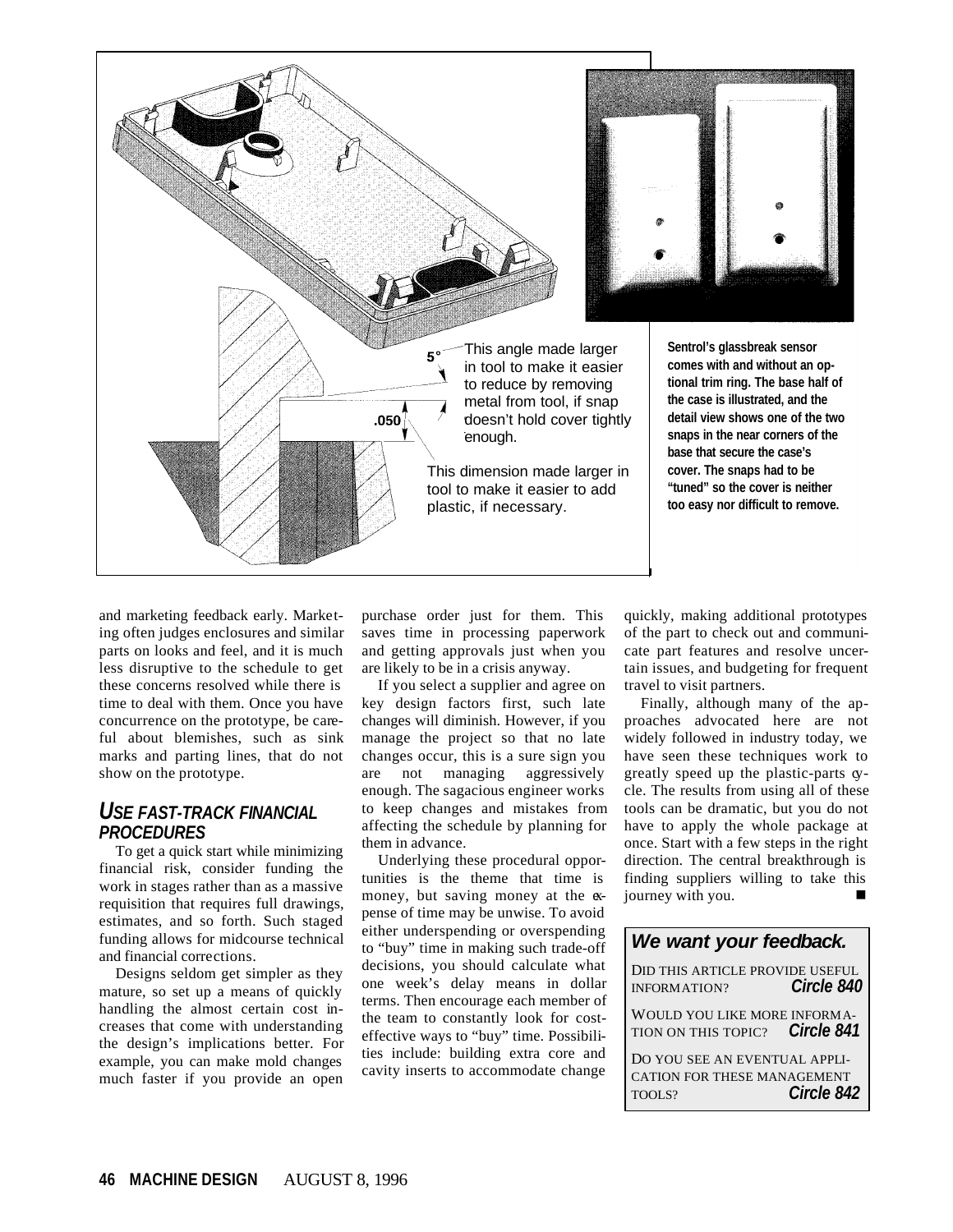5°

This angle made larger in tool to make it easier to reduce by removing metal from tool, if snap doesn't hold cover tightly enough.

.050

This dimension made larger in tool to make it easier to add plastic, if necessary.

**Sentrol's glassbreak sensor comes with and without an optional trim ring. The base half of the case is illustrated, and the detail view shows one of the two snaps in the near corners of the base that secure the case's cover. The snaps had to be "tuned" so the cover is neither too easy nor difficult to remove.**

and marketing feedback early. Marketing often judges enclosures and similar parts on looks and feel, and it is much less disruptive to the schedule to get these concerns resolved while there is time to deal with them. Once you have concurrence on the prototype, be careful about blemishes, such as sink marks and parting lines, that do not show on the prototype.

### *USE FAST-TRACK FINANCIAL PROCEDURES*

To get a quick start while minimizing financial risk, consider funding the work in stages rather than as a massive requisition that requires full drawings, estimates, and so forth. Such staged funding allows for midcourse technical and financial corrections.

Designs seldom get simpler as they mature, so set up a means of quickly handling the almost certain cost increases that come with understanding the design's implications better. For example, you can make mold changes much faster if you provide an open purchase order just for them. This saves time in processing paperwork and getting approvals just when you are likely to be in a crisis anyway.

If you select a supplier and agree on key design factors first, such late changes will diminish. However, if you manage the project so that no late changes occur, this is a sure sign you are not managing aggressively enough. The sagacious engineer works to keep changes and mistakes from affecting the schedule by planning for them in advance.

Underlying these procedural opportunities is the theme that time is money, but saving money at the expense of time may be unwise. To avoid either underspending or overspending to "buy" time in making such trade-off decisions, you should calculate what one week's delay means in dollar terms. Then encourage each member of the team to constantly look for cost-effective ways to "buy" time. Possibilities include: building extra core and cavity inserts to accommodate change quickly, making additional prototypes of the part to check out and communicate part features and resolve uncertain issues, and budgeting for frequent travel to visit partners.

Finally, although many of the approaches advocated here are not widely followed in industry today, we have seen these techniques work to greatly speed up the plastic-parts cycle. The results from using all of these tools can be dramatic, but you do not have to apply the whole package at once. Start with a few steps in the right direction. The central breakthrough is finding suppliers willing to take this journey with you. ■

**_We want your feedback._**

DID THIS ARTICLE PROVIDE USEFUL INFORMATION? ***Circle 840***

WOULD YOU LIKE MORE INFORMATION ON THIS TOPIC? ***Circle 841***

DO YOU SEE AN EVENTUAL APPLICATION FOR THESE MANAGEMENT TOOLS? ***Circle 842***